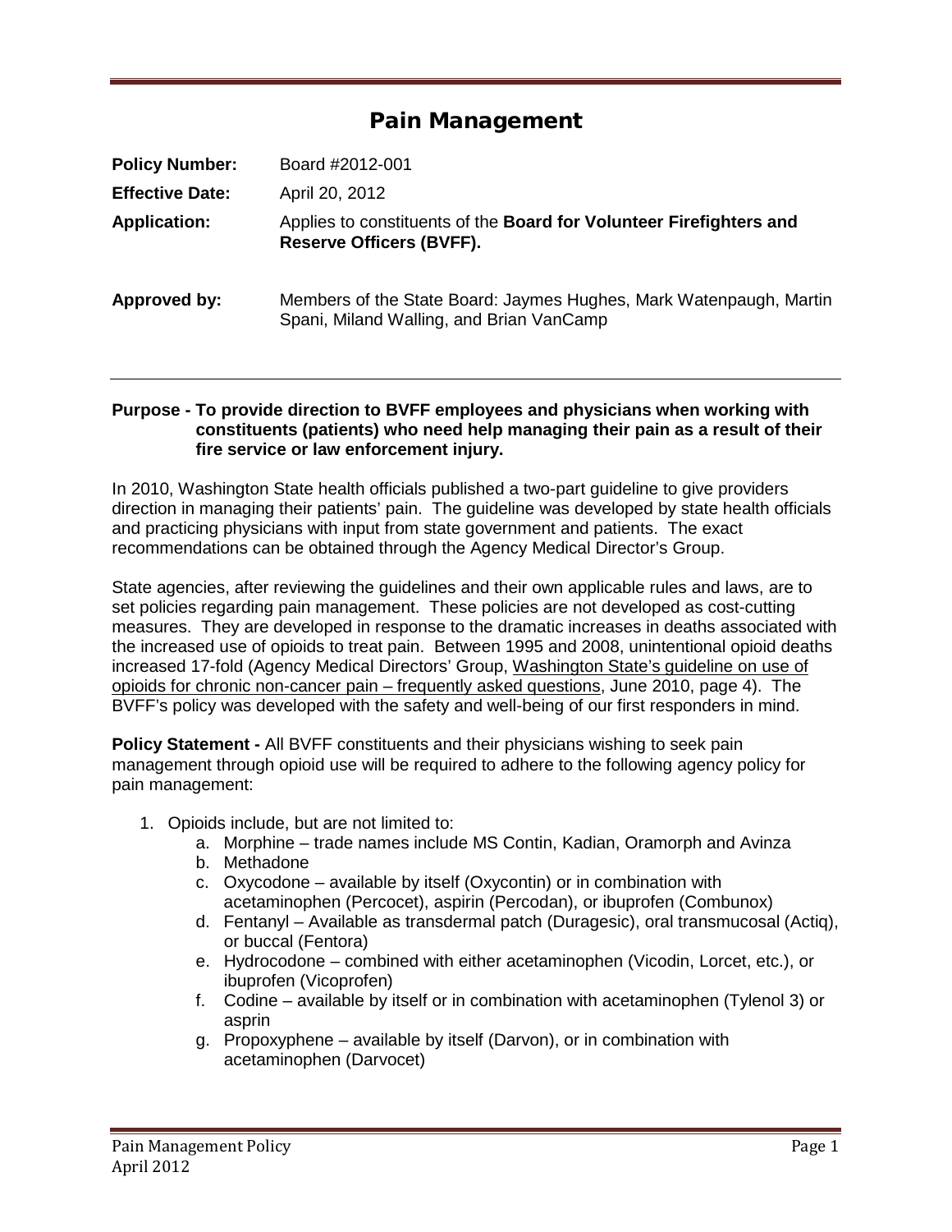# Pain Management

**Policy Number:** Board #2012-001

**Effective Date:** April 20, 2012

**Application:** Applies to constituents of the **Board for Volunteer Firefighters and Reserve Officers (BVFF).**

**Approved by:** Members of the State Board: Jaymes Hughes, Mark Watenpaugh, Martin Spani, Miland Walling, and Brian VanCamp

---

**Purpose - To provide direction to BVFF employees and physicians when working with constituents (patients) who need help managing their pain as a result of their fire service or law enforcement injury.**

In 2010, Washington State health officials published a two-part guideline to give providers direction in managing their patients' pain. The guideline was developed by state health officials and practicing physicians with input from state government and patients. The exact recommendations can be obtained through the Agency Medical Director's Group.

State agencies, after reviewing the guidelines and their own applicable rules and laws, are to set policies regarding pain management. These policies are not developed as cost-cutting measures. They are developed in response to the dramatic increases in deaths associated with the increased use of opioids to treat pain. Between 1995 and 2008, unintentional opioid deaths increased 17-fold (Agency Medical Directors' Group, Washington State's guideline on use of opioids for chronic non-cancer pain – frequently asked questions, June 2010, page 4). The BVFF's policy was developed with the safety and well-being of our first responders in mind.

**Policy Statement -** All BVFF constituents and their physicians wishing to seek pain management through opioid use will be required to adhere to the following agency policy for pain management:

1. Opioids include, but are not limited to:
    a. Morphine – trade names include MS Contin, Kadian, Oramorph and Avinza
    b. Methadone
    c. Oxycodone – available by itself (Oxycontin) or in combination with acetaminophen (Percocet), aspirin (Percodan), or ibuprofen (Combunox)
    d. Fentanyl – Available as transdermal patch (Duragesic), oral transmucosal (Actiq), or buccal (Fentora)
    e. Hydrocodone – combined with either acetaminophen (Vicodin, Lorcet, etc.), or ibuprofen (Vicoprofen)
    f. Codine – available by itself or in combination with acetaminophen (Tylenol 3) or asprin
    g. Propoxyphene – available by itself (Darvon), or in combination with acetaminophen (Darvocet)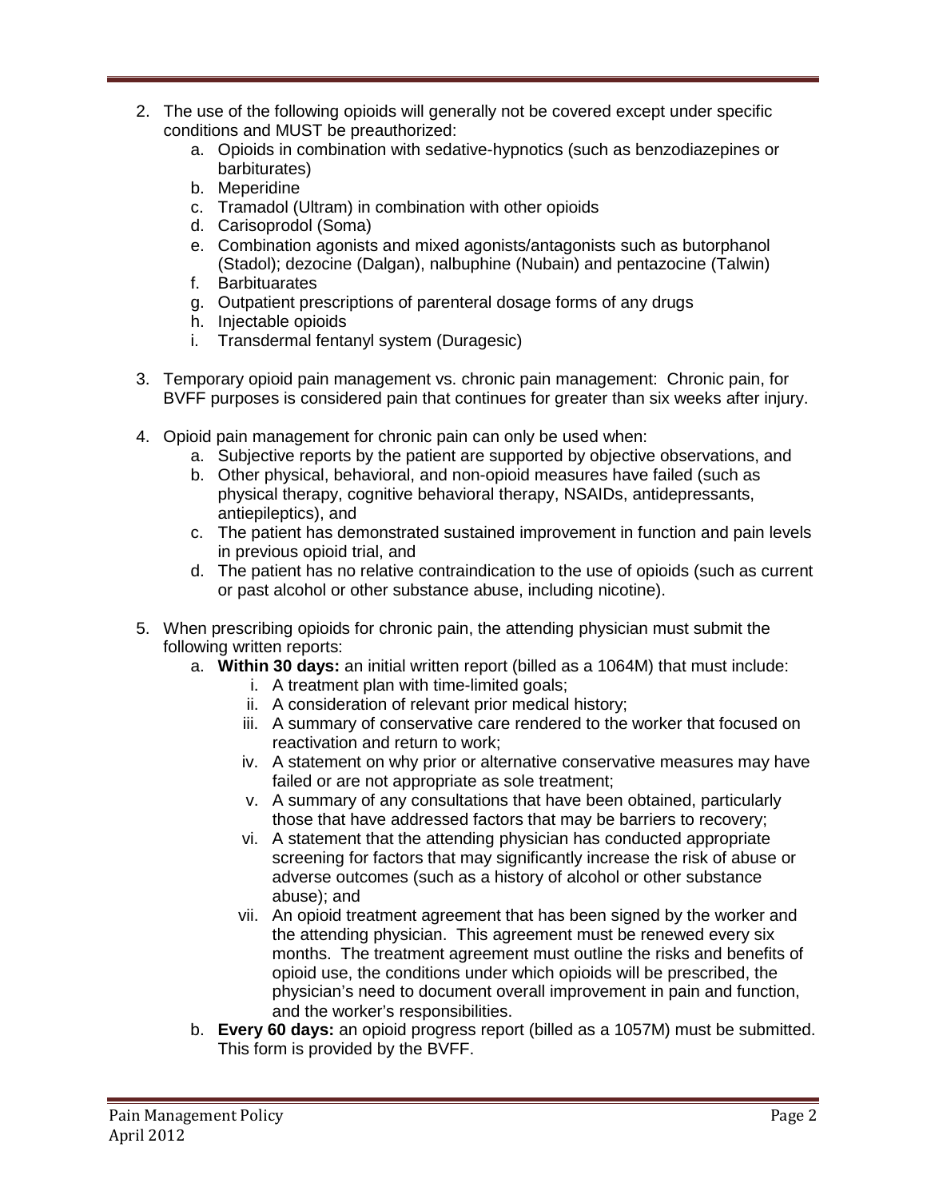2. The use of the following opioids will generally not be covered except under specific conditions and MUST be preauthorized:
   a. Opioids in combination with sedative-hypnotics (such as benzodiazepines or barbiturates)
   b. Meperidine
   c. Tramadol (Ultram) in combination with other opioids
   d. Carisoprodol (Soma)
   e. Combination agonists and mixed agonists/antagonists such as butorphanol (Stadol); dezocine (Dalgan), nalbuphine (Nubain) and pentazocine (Talwin)
   f. Barbituarates
   g. Outpatient prescriptions of parenteral dosage forms of any drugs
   h. Injectable opioids
   i. Transdermal fentanyl system (Duragesic)

3. Temporary opioid pain management vs. chronic pain management: Chronic pain, for BVFF purposes is considered pain that continues for greater than six weeks after injury.

4. Opioid pain management for chronic pain can only be used when:
   a. Subjective reports by the patient are supported by objective observations, and
   b. Other physical, behavioral, and non-opioid measures have failed (such as physical therapy, cognitive behavioral therapy, NSAIDs, antidepressants, antiepileptics), and
   c. The patient has demonstrated sustained improvement in function and pain levels in previous opioid trial, and
   d. The patient has no relative contraindication to the use of opioids (such as current or past alcohol or other substance abuse, including nicotine).

5. When prescribing opioids for chronic pain, the attending physician must submit the following written reports:
   a. **Within 30 days:** an initial written report (billed as a 1064M) that must include:
      i. A treatment plan with time-limited goals;
      ii. A consideration of relevant prior medical history;
      iii. A summary of conservative care rendered to the worker that focused on reactivation and return to work;
      iv. A statement on why prior or alternative conservative measures may have failed or are not appropriate as sole treatment;
      v. A summary of any consultations that have been obtained, particularly those that have addressed factors that may be barriers to recovery;
      vi. A statement that the attending physician has conducted appropriate screening for factors that may significantly increase the risk of abuse or adverse outcomes (such as a history of alcohol or other substance abuse); and
      vii. An opioid treatment agreement that has been signed by the worker and the attending physician. This agreement must be renewed every six months. The treatment agreement must outline the risks and benefits of opioid use, the conditions under which opioids will be prescribed, the physician's need to document overall improvement in pain and function, and the worker's responsibilities.
   b. **Every 60 days:** an opioid progress report (billed as a 1057M) must be submitted. This form is provided by the BVFF.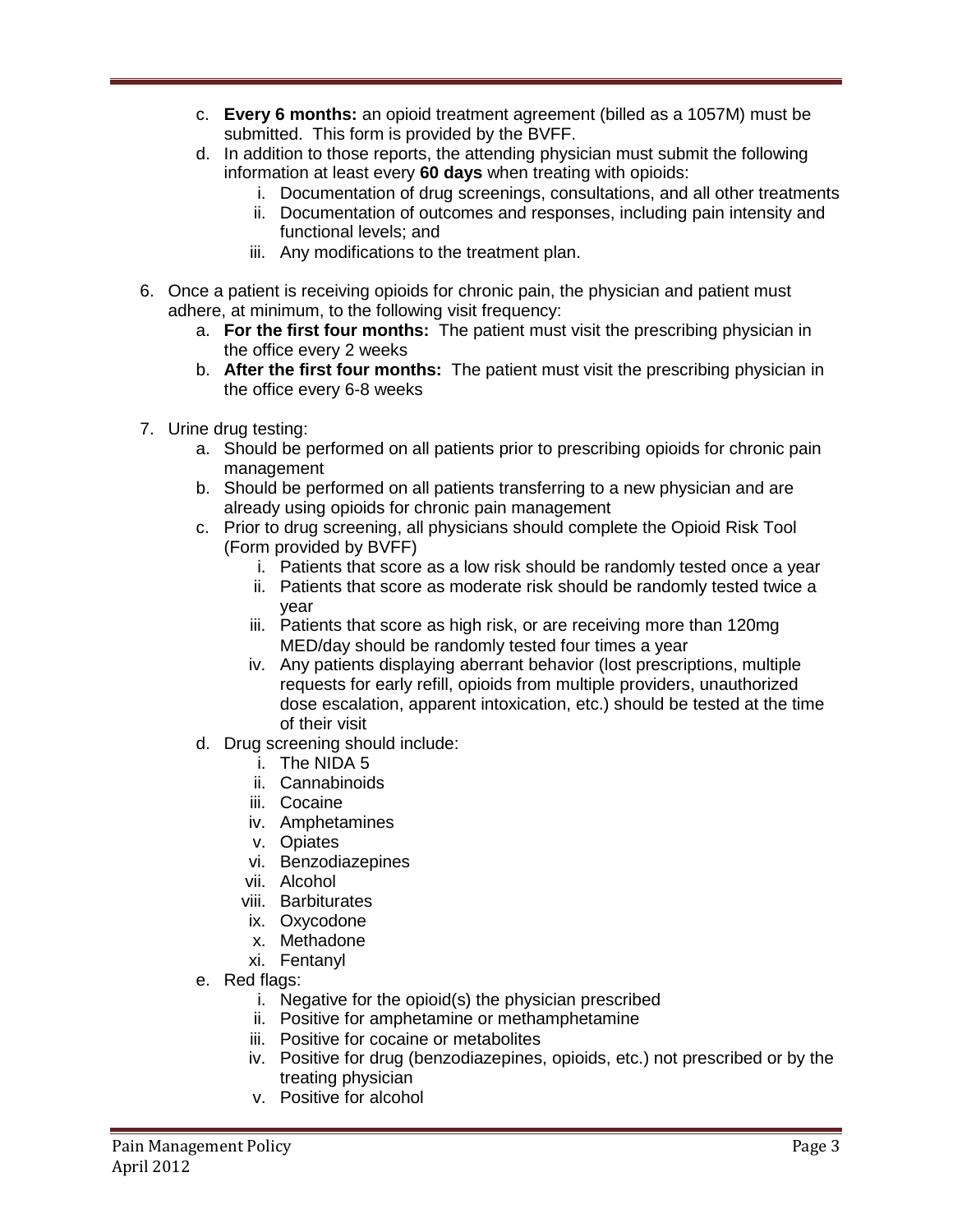c. **Every 6 months:** an opioid treatment agreement (billed as a 1057M) must be submitted. This form is provided by the BVFF.
   d. In addition to those reports, the attending physician must submit the following information at least every **60 days** when treating with opioids:
      i. Documentation of drug screenings, consultations, and all other treatments
      ii. Documentation of outcomes and responses, including pain intensity and functional levels; and
      iii. Any modifications to the treatment plan.

6. Once a patient is receiving opioids for chronic pain, the physician and patient must adhere, at minimum, to the following visit frequency:
   a. **For the first four months:** The patient must visit the prescribing physician in the office every 2 weeks
   b. **After the first four months:** The patient must visit the prescribing physician in the office every 6-8 weeks

7. Urine drug testing:
   a. Should be performed on all patients prior to prescribing opioids for chronic pain management
   b. Should be performed on all patients transferring to a new physician and are already using opioids for chronic pain management
   c. Prior to drug screening, all physicians should complete the Opioid Risk Tool (Form provided by BVFF)
      i. Patients that score as a low risk should be randomly tested once a year
      ii. Patients that score as moderate risk should be randomly tested twice a year
      iii. Patients that score as high risk, or are receiving more than 120mg MED/day should be randomly tested four times a year
      iv. Any patients displaying aberrant behavior (lost prescriptions, multiple requests for early refill, opioids from multiple providers, unauthorized dose escalation, apparent intoxication, etc.) should be tested at the time of their visit
   d. Drug screening should include:
      i. The NIDA 5
      ii. Cannabinoids
      iii. Cocaine
      iv. Amphetamines
      v. Opiates
      vi. Benzodiazepines
      vii. Alcohol
      viii. Barbiturates
      ix. Oxycodone
      x. Methadone
      xi. Fentanyl
   e. Red flags:
      i. Negative for the opioid(s) the physician prescribed
      ii. Positive for amphetamine or methamphetamine
      iii. Positive for cocaine or metabolites
      iv. Positive for drug (benzodiazepines, opioids, etc.) not prescribed or by the treating physician
      v. Positive for alcohol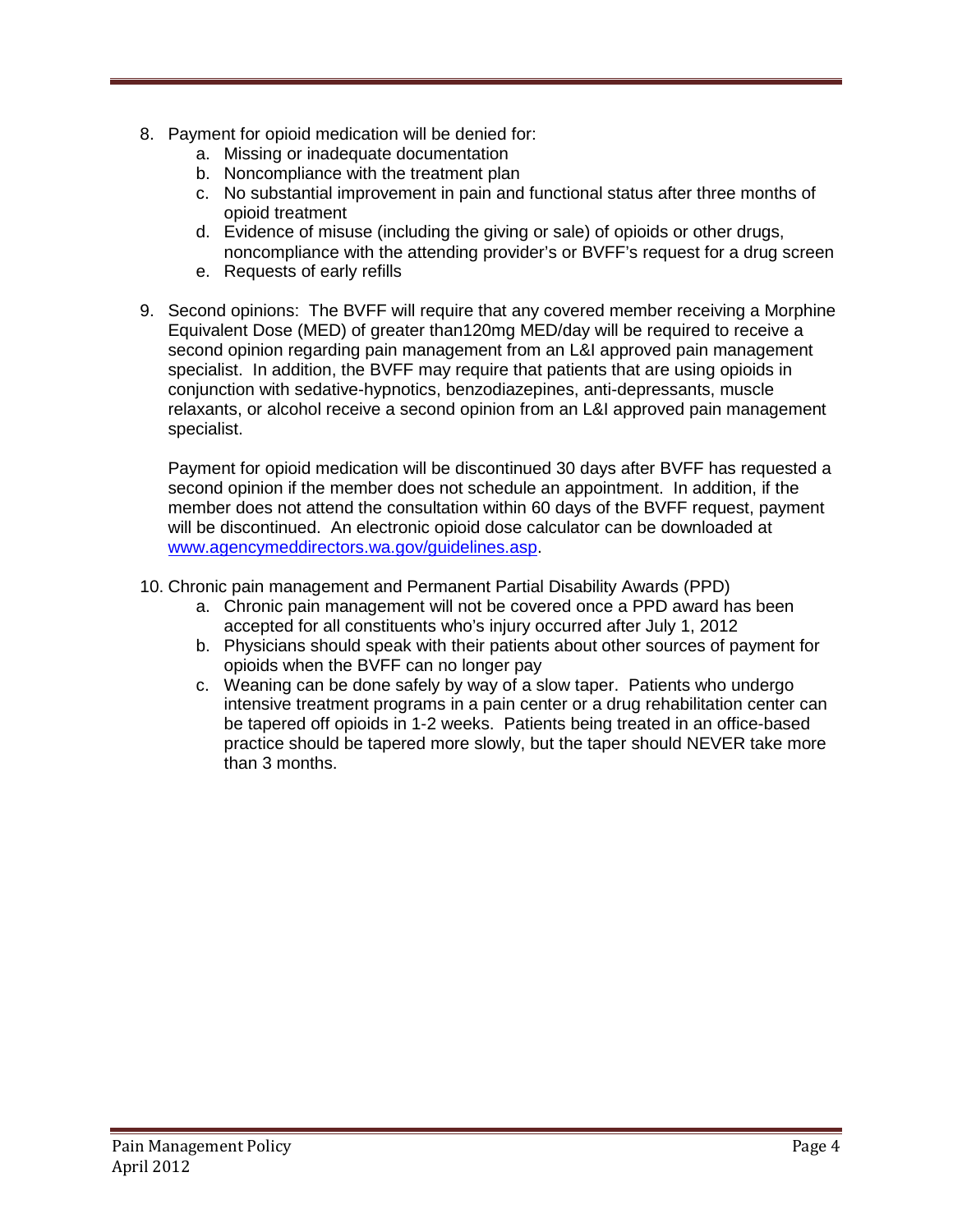8. Payment for opioid medication will be denied for:
    a. Missing or inadequate documentation
    b. Noncompliance with the treatment plan
    c. No substantial improvement in pain and functional status after three months of opioid treatment
    d. Evidence of misuse (including the giving or sale) of opioids or other drugs, noncompliance with the attending provider's or BVFF's request for a drug screen
    e. Requests of early refills

9. Second opinions: The BVFF will require that any covered member receiving a Morphine Equivalent Dose (MED) of greater than120mg MED/day will be required to receive a second opinion regarding pain management from an L&I approved pain management specialist. In addition, the BVFF may require that patients that are using opioids in conjunction with sedative-hypnotics, benzodiazepines, anti-depressants, muscle relaxants, or alcohol receive a second opinion from an L&I approved pain management specialist.

    Payment for opioid medication will be discontinued 30 days after BVFF has requested a second opinion if the member does not schedule an appointment. In addition, if the member does not attend the consultation within 60 days of the BVFF request, payment will be discontinued. An electronic opioid dose calculator can be downloaded at [www.agencymeddirectors.wa.gov/guidelines.asp](www.agencymeddirectors.wa.gov/guidelines.asp).

10. Chronic pain management and Permanent Partial Disability Awards (PPD)
    a. Chronic pain management will not be covered once a PPD award has been accepted for all constituents who's injury occurred after July 1, 2012
    b. Physicians should speak with their patients about other sources of payment for opioids when the BVFF can no longer pay
    c. Weaning can be done safely by way of a slow taper. Patients who undergo intensive treatment programs in a pain center or a drug rehabilitation center can be tapered off opioids in 1-2 weeks. Patients being treated in an office-based practice should be tapered more slowly, but the taper should NEVER take more than 3 months.